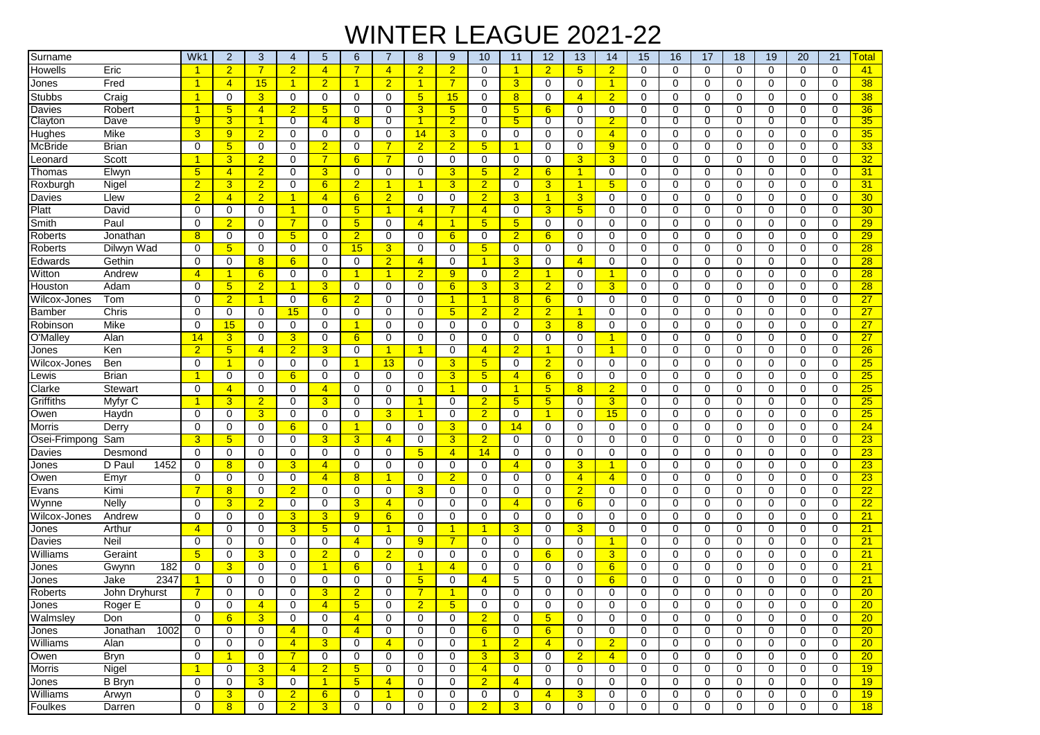# WINTER LEAGUE 2021-22

| Surname | | Wk1 | 2 | 3 | 4 | 5 | 6 | 7 | 8 | 9 | 10 | 11 | 12 | 13 | 14 | 15 | 16 | 17 | 18 | 19 | 20 | 21 | Total |
|---|---|---|---|---|---|---|---|---|---|---|---|---|---|---|---|---|---|---|---|---|---|---|---|
| Howells | Eric | 1 | 2 | 7 | 2 | 4 | 7 | 4 | 2 | 2 | 0 | 1 | 2 | 5 | 2 | 0 | 0 | 0 | 0 | 0 | 0 | 0 | 41 |
| Jones | Fred | 1 | 4 | 15 | 1 | 2 | 1 | 2 | 1 | 7 | 0 | 3 | 0 | 0 | 1 | 0 | 0 | 0 | 0 | 0 | 0 | 0 | 38 |
| Stubbs | Craig | 1 | 0 | 3 | 0 | 0 | 0 | 0 | 5 | 15 | 0 | 8 | 0 | 4 | 2 | 0 | 0 | 0 | 0 | 0 | 0 | 0 | 38 |
| Davies | Robert | 1 | 5 | 4 | 2 | 5 | 0 | 0 | 3 | 5 | 0 | 5 | 6 | 0 | 0 | 0 | 0 | 0 | 0 | 0 | 0 | 0 | 36 |
| Clayton | Dave | 9 | 3 | 1 | 0 | 4 | 8 | 0 | 1 | 2 | 0 | 5 | 0 | 0 | 2 | 0 | 0 | 0 | 0 | 0 | 0 | 0 | 35 |
| Hughes | Mike | 3 | 9 | 2 | 0 | 0 | 0 | 0 | 14 | 3 | 0 | 0 | 0 | 0 | 4 | 0 | 0 | 0 | 0 | 0 | 0 | 0 | 35 |
| McBride | Brian | 0 | 5 | 0 | 0 | 2 | 0 | 7 | 2 | 2 | 5 | 1 | 0 | 0 | 9 | 0 | 0 | 0 | 0 | 0 | 0 | 0 | 33 |
| Leonard | Scott | 1 | 3 | 2 | 0 | 7 | 6 | 7 | 0 | 0 | 0 | 0 | 0 | 3 | 3 | 0 | 0 | 0 | 0 | 0 | 0 | 0 | 32 |
| Thomas | Elwyn | 5 | 4 | 2 | 0 | 3 | 0 | 0 | 0 | 3 | 5 | 2 | 6 | 1 | 0 | 0 | 0 | 0 | 0 | 0 | 0 | 0 | 31 |
| Roxburgh | Nigel | 2 | 3 | 2 | 0 | 6 | 2 | 1 | 1 | 3 | 2 | 0 | 3 | 1 | 5 | 0 | 0 | 0 | 0 | 0 | 0 | 0 | 31 |
| Davies | Llew | 2 | 4 | 2 | 1 | 4 | 6 | 2 | 0 | 0 | 2 | 3 | 1 | 3 | 0 | 0 | 0 | 0 | 0 | 0 | 0 | 0 | 30 |
| Platt | David | 0 | 0 | 0 | 1 | 0 | 5 | 1 | 4 | 7 | 4 | 0 | 3 | 5 | 0 | 0 | 0 | 0 | 0 | 0 | 0 | 0 | 30 |
| Smith | Paul | 0 | 2 | 0 | 7 | 0 | 5 | 0 | 4 | 1 | 5 | 5 | 0 | 0 | 0 | 0 | 0 | 0 | 0 | 0 | 0 | 0 | 29 |
| Roberts | Jonathan | 8 | 0 | 0 | 5 | 0 | 2 | 0 | 0 | 6 | 0 | 2 | 6 | 0 | 0 | 0 | 0 | 0 | 0 | 0 | 0 | 0 | 29 |
| Roberts | Dilwyn Wad | 0 | 5 | 0 | 0 | 0 | 15 | 3 | 0 | 0 | 5 | 0 | 0 | 0 | 0 | 0 | 0 | 0 | 0 | 0 | 0 | 0 | 28 |
| Edwards | Gethin | 0 | 0 | 8 | 6 | 0 | 0 | 2 | 4 | 0 | 1 | 3 | 0 | 4 | 0 | 0 | 0 | 0 | 0 | 0 | 0 | 0 | 28 |
| Witton | Andrew | 4 | 1 | 6 | 0 | 0 | 1 | 1 | 2 | 9 | 0 | 2 | 1 | 0 | 1 | 0 | 0 | 0 | 0 | 0 | 0 | 0 | 28 |
| Houston | Adam | 0 | 5 | 2 | 1 | 3 | 0 | 0 | 0 | 6 | 3 | 3 | 2 | 0 | 3 | 0 | 0 | 0 | 0 | 0 | 0 | 0 | 28 |
| Wilcox-Jones | Tom | 0 | 2 | 1 | 0 | 6 | 2 | 0 | 0 | 1 | 1 | 8 | 6 | 0 | 0 | 0 | 0 | 0 | 0 | 0 | 0 | 0 | 27 |
| Bamber | Chris | 0 | 0 | 0 | 15 | 0 | 0 | 0 | 0 | 5 | 2 | 2 | 2 | 1 | 0 | 0 | 0 | 0 | 0 | 0 | 0 | 0 | 27 |
| Robinson | Mike | 0 | 15 | 0 | 0 | 0 | 1 | 0 | 0 | 0 | 0 | 0 | 3 | 8 | 0 | 0 | 0 | 0 | 0 | 0 | 0 | 0 | 27 |
| O'Malley | Alan | 14 | 3 | 0 | 3 | 0 | 6 | 0 | 0 | 0 | 0 | 0 | 0 | 0 | 1 | 0 | 0 | 0 | 0 | 0 | 0 | 0 | 27 |
| Jones | Ken | 2 | 5 | 4 | 2 | 3 | 0 | 1 | 1 | 0 | 4 | 2 | 1 | 0 | 1 | 0 | 0 | 0 | 0 | 0 | 0 | 0 | 26 |
| Wilcox-Jones | Ben | 0 | 1 | 0 | 0 | 0 | 1 | 13 | 0 | 3 | 5 | 0 | 2 | 0 | 0 | 0 | 0 | 0 | 0 | 0 | 0 | 0 | 25 |
| Lewis | Brian | 1 | 0 | 0 | 6 | 0 | 0 | 0 | 0 | 3 | 5 | 4 | 6 | 0 | 0 | 0 | 0 | 0 | 0 | 0 | 0 | 0 | 25 |
| Clarke | Stewart | 0 | 4 | 0 | 0 | 4 | 0 | 0 | 0 | 1 | 0 | 1 | 5 | 8 | 2 | 0 | 0 | 0 | 0 | 0 | 0 | 0 | 25 |
| Griffiths | Myfyr C | 1 | 3 | 2 | 0 | 3 | 0 | 0 | 1 | 0 | 2 | 5 | 5 | 0 | 3 | 0 | 0 | 0 | 0 | 0 | 0 | 0 | 25 |
| Owen | Haydn | 0 | 0 | 3 | 0 | 0 | 0 | 3 | 1 | 0 | 2 | 0 | 1 | 0 | 15 | 0 | 0 | 0 | 0 | 0 | 0 | 0 | 25 |
| Morris | Derry | 0 | 0 | 0 | 6 | 0 | 1 | 0 | 0 | 3 | 0 | 14 | 0 | 0 | 0 | 0 | 0 | 0 | 0 | 0 | 0 | 0 | 24 |
| Osei-Frimpong | Sam | 3 | 5 | 0 | 0 | 3 | 3 | 4 | 0 | 3 | 2 | 0 | 0 | 0 | 0 | 0 | 0 | 0 | 0 | 0 | 0 | 0 | 23 |
| Davies | Desmond | 0 | 0 | 0 | 0 | 0 | 0 | 0 | 5 | 4 | 14 | 0 | 0 | 0 | 0 | 0 | 0 | 0 | 0 | 0 | 0 | 0 | 23 |
| Jones | D Paul 1452 | 0 | 8 | 0 | 3 | 4 | 0 | 0 | 0 | 0 | 0 | 4 | 0 | 3 | 1 | 0 | 0 | 0 | 0 | 0 | 0 | 0 | 23 |
| Owen | Emyr | 0 | 0 | 0 | 0 | 4 | 8 | 1 | 0 | 2 | 0 | 0 | 0 | 4 | 4 | 0 | 0 | 0 | 0 | 0 | 0 | 0 | 23 |
| Evans | Kimi | 7 | 8 | 0 | 2 | 0 | 0 | 0 | 3 | 0 | 0 | 0 | 0 | 2 | 0 | 0 | 0 | 0 | 0 | 0 | 0 | 0 | 22 |
| Wynne | Nelly | 0 | 3 | 2 | 0 | 0 | 3 | 4 | 0 | 0 | 0 | 4 | 0 | 6 | 0 | 0 | 0 | 0 | 0 | 0 | 0 | 0 | 22 |
| Wilcox-Jones | Andrew | 0 | 0 | 0 | 3 | 3 | 9 | 6 | 0 | 0 | 0 | 0 | 0 | 0 | 0 | 0 | 0 | 0 | 0 | 0 | 0 | 0 | 21 |
| Jones | Arthur | 4 | 0 | 0 | 3 | 5 | 0 | 1 | 0 | 1 | 1 | 3 | 0 | 3 | 0 | 0 | 0 | 0 | 0 | 0 | 0 | 0 | 21 |
| Davies | Neil | 0 | 0 | 0 | 0 | 0 | 4 | 0 | 9 | 7 | 0 | 0 | 0 | 0 | 1 | 0 | 0 | 0 | 0 | 0 | 0 | 0 | 21 |
| Williams | Geraint | 5 | 0 | 3 | 0 | 2 | 0 | 2 | 0 | 0 | 0 | 0 | 6 | 0 | 3 | 0 | 0 | 0 | 0 | 0 | 0 | 0 | 21 |
| Jones | Gwynn 182 | 0 | 3 | 0 | 0 | 1 | 6 | 0 | 1 | 4 | 0 | 0 | 0 | 0 | 6 | 0 | 0 | 0 | 0 | 0 | 0 | 0 | 21 |
| Jones | Jake 2347 | 1 | 0 | 0 | 0 | 0 | 0 | 0 | 5 | 0 | 4 | 5 | 0 | 0 | 6 | 0 | 0 | 0 | 0 | 0 | 0 | 0 | 21 |
| Roberts | John Dryhurst | 7 | 0 | 0 | 0 | 3 | 2 | 0 | 7 | 1 | 0 | 0 | 0 | 0 | 0 | 0 | 0 | 0 | 0 | 0 | 0 | 0 | 20 |
| Jones | Roger E | 0 | 0 | 4 | 0 | 4 | 5 | 0 | 2 | 5 | 0 | 0 | 0 | 0 | 0 | 0 | 0 | 0 | 0 | 0 | 0 | 0 | 20 |
| Walmsley | Don | 0 | 6 | 3 | 0 | 0 | 4 | 0 | 0 | 0 | 2 | 0 | 5 | 0 | 0 | 0 | 0 | 0 | 0 | 0 | 0 | 0 | 20 |
| Jones | Jonathan 1002 | 0 | 0 | 0 | 4 | 0 | 4 | 0 | 0 | 0 | 6 | 0 | 6 | 0 | 0 | 0 | 0 | 0 | 0 | 0 | 0 | 0 | 20 |
| Williams | Alan | 0 | 0 | 0 | 4 | 3 | 0 | 4 | 0 | 0 | 1 | 2 | 4 | 0 | 2 | 0 | 0 | 0 | 0 | 0 | 0 | 0 | 20 |
| Owen | Bryn | 0 | 1 | 0 | 7 | 0 | 0 | 0 | 0 | 0 | 3 | 3 | 0 | 2 | 4 | 0 | 0 | 0 | 0 | 0 | 0 | 0 | 20 |
| Morris | Nigel | 1 | 0 | 3 | 4 | 2 | 5 | 0 | 0 | 0 | 4 | 0 | 0 | 0 | 0 | 0 | 0 | 0 | 0 | 0 | 0 | 0 | 19 |
| Jones | B Bryn | 0 | 0 | 3 | 0 | 1 | 5 | 4 | 0 | 0 | 2 | 4 | 0 | 0 | 0 | 0 | 0 | 0 | 0 | 0 | 0 | 0 | 19 |
| Williams | Arwyn | 0 | 3 | 0 | 2 | 6 | 0 | 1 | 0 | 0 | 0 | 0 | 4 | 3 | 0 | 0 | 0 | 0 | 0 | 0 | 0 | 0 | 19 |
| Foulkes | Darren | 0 | 8 | 0 | 2 | 3 | 0 | 0 | 0 | 0 | 2 | 3 | 0 | 0 | 0 | 0 | 0 | 0 | 0 | 0 | 0 | 0 | 18 |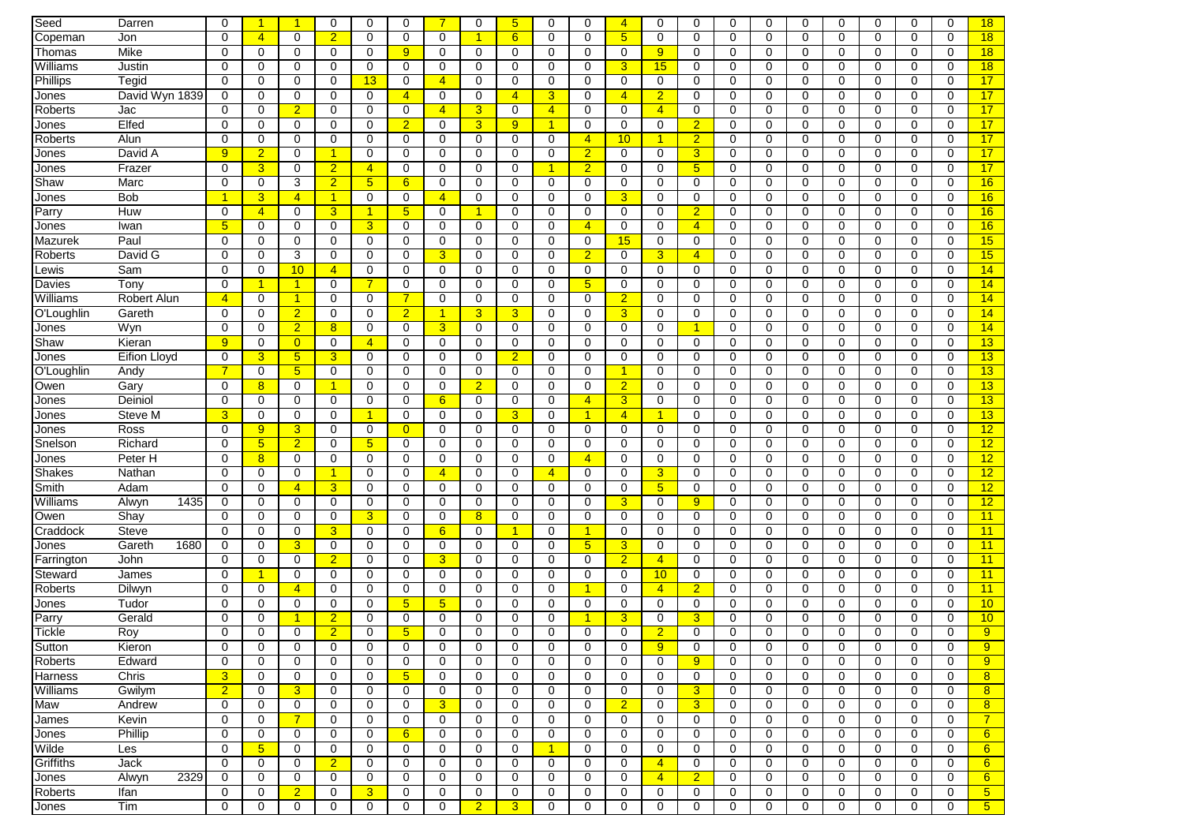| Seed | Darren | 0 | 1 | 1 | 0 | 0 | 0 | 7 | 0 | 5 | 0 | 0 | 4 | 0 | 0 | 0 | 0 | 0 | 0 | 0 | 0 | 0 | 18 |
|---|---|---|---|---|---|---|---|---|---|---|---|---|---|---|---|---|---|---|---|---|---|---|---|
| Copeman | Jon | 0 | 4 | 0 | 2 | 0 | 0 | 0 | 1 | 6 | 0 | 0 | 5 | 0 | 0 | 0 | 0 | 0 | 0 | 0 | 0 | 0 | 18 |
| Thomas | Mike | 0 | 0 | 0 | 0 | 0 | 9 | 0 | 0 | 0 | 0 | 0 | 0 | 9 | 0 | 0 | 0 | 0 | 0 | 0 | 0 | 0 | 18 |
| Williams | Justin | 0 | 0 | 0 | 0 | 0 | 0 | 0 | 0 | 0 | 0 | 0 | 3 | 15 | 0 | 0 | 0 | 0 | 0 | 0 | 0 | 0 | 18 |
| Phillips | Tegid | 0 | 0 | 0 | 0 | 13 | 0 | 4 | 0 | 0 | 0 | 0 | 0 | 0 | 0 | 0 | 0 | 0 | 0 | 0 | 0 | 0 | 17 |
| Jones | David Wyn 1839 | 0 | 0 | 0 | 0 | 0 | 4 | 0 | 0 | 4 | 3 | 0 | 4 | 2 | 0 | 0 | 0 | 0 | 0 | 0 | 0 | 0 | 17 |
| Roberts | Jac | 0 | 0 | 2 | 0 | 0 | 0 | 4 | 3 | 0 | 4 | 0 | 0 | 4 | 0 | 0 | 0 | 0 | 0 | 0 | 0 | 0 | 17 |
| Jones | Elfed | 0 | 0 | 0 | 0 | 0 | 2 | 0 | 3 | 9 | 1 | 0 | 0 | 0 | 2 | 0 | 0 | 0 | 0 | 0 | 0 | 0 | 17 |
| Roberts | Alun | 0 | 0 | 0 | 0 | 0 | 0 | 0 | 0 | 0 | 0 | 4 | 10 | 1 | 2 | 0 | 0 | 0 | 0 | 0 | 0 | 0 | 17 |
| Jones | David A | 9 | 2 | 0 | 1 | 0 | 0 | 0 | 0 | 0 | 0 | 2 | 0 | 0 | 3 | 0 | 0 | 0 | 0 | 0 | 0 | 0 | 17 |
| Jones | Frazer | 0 | 3 | 0 | 2 | 4 | 0 | 0 | 0 | 0 | 1 | 2 | 0 | 0 | 5 | 0 | 0 | 0 | 0 | 0 | 0 | 0 | 17 |
| Shaw | Marc | 0 | 0 | 3 | 2 | 5 | 6 | 0 | 0 | 0 | 0 | 0 | 0 | 0 | 0 | 0 | 0 | 0 | 0 | 0 | 0 | 0 | 16 |
| Jones | Bob | 1 | 3 | 4 | 1 | 0 | 0 | 4 | 0 | 0 | 0 | 0 | 3 | 0 | 0 | 0 | 0 | 0 | 0 | 0 | 0 | 0 | 16 |
| Parry | Huw | 0 | 4 | 0 | 3 | 1 | 5 | 0 | 1 | 0 | 0 | 0 | 0 | 0 | 2 | 0 | 0 | 0 | 0 | 0 | 0 | 0 | 16 |
| Jones | Iwan | 5 | 0 | 0 | 0 | 3 | 0 | 0 | 0 | 0 | 0 | 4 | 0 | 0 | 4 | 0 | 0 | 0 | 0 | 0 | 0 | 0 | 16 |
| Mazurek | Paul | 0 | 0 | 0 | 0 | 0 | 0 | 0 | 0 | 0 | 0 | 0 | 15 | 0 | 0 | 0 | 0 | 0 | 0 | 0 | 0 | 0 | 15 |
| Roberts | David G | 0 | 0 | 3 | 0 | 0 | 0 | 3 | 0 | 0 | 0 | 2 | 0 | 3 | 4 | 0 | 0 | 0 | 0 | 0 | 0 | 0 | 15 |
| Lewis | Sam | 0 | 0 | 10 | 4 | 0 | 0 | 0 | 0 | 0 | 0 | 0 | 0 | 0 | 0 | 0 | 0 | 0 | 0 | 0 | 0 | 0 | 14 |
| Davies | Tony | 0 | 1 | 1 | 0 | 7 | 0 | 0 | 0 | 0 | 0 | 5 | 0 | 0 | 0 | 0 | 0 | 0 | 0 | 0 | 0 | 0 | 14 |
| Williams | Robert Alun | 4 | 0 | 1 | 0 | 0 | 7 | 0 | 0 | 0 | 0 | 0 | 2 | 0 | 0 | 0 | 0 | 0 | 0 | 0 | 0 | 0 | 14 |
| O'Loughlin | Gareth | 0 | 0 | 2 | 0 | 0 | 2 | 1 | 3 | 3 | 0 | 0 | 3 | 0 | 0 | 0 | 0 | 0 | 0 | 0 | 0 | 0 | 14 |
| Jones | Wyn | 0 | 0 | 2 | 8 | 0 | 0 | 3 | 0 | 0 | 0 | 0 | 0 | 0 | 1 | 0 | 0 | 0 | 0 | 0 | 0 | 0 | 14 |
| Shaw | Kieran | 9 | 0 | 0 | 0 | 4 | 0 | 0 | 0 | 0 | 0 | 0 | 0 | 0 | 0 | 0 | 0 | 0 | 0 | 0 | 0 | 0 | 13 |
| Jones | Eifion Lloyd | 0 | 3 | 5 | 3 | 0 | 0 | 0 | 0 | 2 | 0 | 0 | 0 | 0 | 0 | 0 | 0 | 0 | 0 | 0 | 0 | 0 | 13 |
| O'Loughlin | Andy | 7 | 0 | 5 | 0 | 0 | 0 | 0 | 0 | 0 | 0 | 0 | 1 | 0 | 0 | 0 | 0 | 0 | 0 | 0 | 0 | 0 | 13 |
| Owen | Gary | 0 | 8 | 0 | 1 | 0 | 0 | 0 | 2 | 0 | 0 | 0 | 2 | 0 | 0 | 0 | 0 | 0 | 0 | 0 | 0 | 0 | 13 |
| Jones | Deiniol | 0 | 0 | 0 | 0 | 0 | 0 | 6 | 0 | 0 | 0 | 4 | 3 | 0 | 0 | 0 | 0 | 0 | 0 | 0 | 0 | 0 | 13 |
| Jones | Steve M | 3 | 0 | 0 | 0 | 1 | 0 | 0 | 0 | 3 | 0 | 1 | 4 | 1 | 0 | 0 | 0 | 0 | 0 | 0 | 0 | 0 | 13 |
| Jones | Ross | 0 | 9 | 3 | 0 | 0 | 0 | 0 | 0 | 0 | 0 | 0 | 0 | 0 | 0 | 0 | 0 | 0 | 0 | 0 | 0 | 0 | 12 |
| Snelson | Richard | 0 | 5 | 2 | 0 | 5 | 0 | 0 | 0 | 0 | 0 | 0 | 0 | 0 | 0 | 0 | 0 | 0 | 0 | 0 | 0 | 0 | 12 |
| Jones | Peter H | 0 | 8 | 0 | 0 | 0 | 0 | 0 | 0 | 0 | 0 | 4 | 0 | 0 | 0 | 0 | 0 | 0 | 0 | 0 | 0 | 0 | 12 |
| Shakes | Nathan | 0 | 0 | 0 | 1 | 0 | 0 | 4 | 0 | 0 | 4 | 0 | 0 | 3 | 0 | 0 | 0 | 0 | 0 | 0 | 0 | 0 | 12 |
| Smith | Adam | 0 | 0 | 4 | 3 | 0 | 0 | 0 | 0 | 0 | 0 | 0 | 0 | 5 | 0 | 0 | 0 | 0 | 0 | 0 | 0 | 0 | 12 |
| Williams | Alwyn 1435 | 0 | 0 | 0 | 0 | 0 | 0 | 0 | 0 | 0 | 0 | 0 | 3 | 0 | 9 | 0 | 0 | 0 | 0 | 0 | 0 | 0 | 12 |
| Owen | Shay | 0 | 0 | 0 | 0 | 3 | 0 | 0 | 8 | 0 | 0 | 0 | 0 | 0 | 0 | 0 | 0 | 0 | 0 | 0 | 0 | 0 | 11 |
| Craddock | Steve | 0 | 0 | 0 | 3 | 0 | 0 | 6 | 0 | 1 | 0 | 1 | 0 | 0 | 0 | 0 | 0 | 0 | 0 | 0 | 0 | 0 | 11 |
| Jones | Gareth 1680 | 0 | 0 | 3 | 0 | 0 | 0 | 0 | 0 | 0 | 0 | 5 | 3 | 0 | 0 | 0 | 0 | 0 | 0 | 0 | 0 | 0 | 11 |
| Farrington | John | 0 | 0 | 0 | 2 | 0 | 0 | 3 | 0 | 0 | 0 | 0 | 2 | 4 | 0 | 0 | 0 | 0 | 0 | 0 | 0 | 0 | 11 |
| Steward | James | 0 | 1 | 0 | 0 | 0 | 0 | 0 | 0 | 0 | 0 | 0 | 0 | 10 | 0 | 0 | 0 | 0 | 0 | 0 | 0 | 0 | 11 |
| Roberts | Dilwyn | 0 | 0 | 4 | 0 | 0 | 0 | 0 | 0 | 0 | 0 | 1 | 0 | 4 | 2 | 0 | 0 | 0 | 0 | 0 | 0 | 0 | 11 |
| Jones | Tudor | 0 | 0 | 0 | 0 | 0 | 5 | 5 | 0 | 0 | 0 | 0 | 0 | 0 | 0 | 0 | 0 | 0 | 0 | 0 | 0 | 0 | 10 |
| Parry | Gerald | 0 | 0 | 1 | 2 | 0 | 0 | 0 | 0 | 0 | 0 | 1 | 3 | 0 | 3 | 0 | 0 | 0 | 0 | 0 | 0 | 0 | 10 |
| Tickle | Roy | 0 | 0 | 0 | 2 | 0 | 5 | 0 | 0 | 0 | 0 | 0 | 0 | 2 | 0 | 0 | 0 | 0 | 0 | 0 | 0 | 0 | 9 |
| Sutton | Kieron | 0 | 0 | 0 | 0 | 0 | 0 | 0 | 0 | 0 | 0 | 0 | 0 | 9 | 0 | 0 | 0 | 0 | 0 | 0 | 0 | 0 | 9 |
| Roberts | Edward | 0 | 0 | 0 | 0 | 0 | 0 | 0 | 0 | 0 | 0 | 0 | 0 | 0 | 9 | 0 | 0 | 0 | 0 | 0 | 0 | 0 | 9 |
| Harness | Chris | 3 | 0 | 0 | 0 | 0 | 5 | 0 | 0 | 0 | 0 | 0 | 0 | 0 | 0 | 0 | 0 | 0 | 0 | 0 | 0 | 0 | 8 |
| Williams | Gwilym | 2 | 0 | 3 | 0 | 0 | 0 | 0 | 0 | 0 | 0 | 0 | 0 | 0 | 3 | 0 | 0 | 0 | 0 | 0 | 0 | 0 | 8 |
| Maw | Andrew | 0 | 0 | 0 | 0 | 0 | 0 | 3 | 0 | 0 | 0 | 0 | 2 | 0 | 3 | 0 | 0 | 0 | 0 | 0 | 0 | 0 | 8 |
| James | Kevin | 0 | 0 | 7 | 0 | 0 | 0 | 0 | 0 | 0 | 0 | 0 | 0 | 0 | 0 | 0 | 0 | 0 | 0 | 0 | 0 | 0 | 7 |
| Jones | Phillip | 0 | 0 | 0 | 0 | 0 | 6 | 0 | 0 | 0 | 0 | 0 | 0 | 0 | 0 | 0 | 0 | 0 | 0 | 0 | 0 | 0 | 6 |
| Wilde | Les | 0 | 5 | 0 | 0 | 0 | 0 | 0 | 0 | 0 | 1 | 0 | 0 | 0 | 0 | 0 | 0 | 0 | 0 | 0 | 0 | 0 | 6 |
| Griffiths | Jack | 0 | 0 | 0 | 2 | 0 | 0 | 0 | 0 | 0 | 0 | 0 | 0 | 4 | 0 | 0 | 0 | 0 | 0 | 0 | 0 | 0 | 6 |
| Jones | Alwyn 2329 | 0 | 0 | 0 | 0 | 0 | 0 | 0 | 0 | 0 | 0 | 0 | 0 | 4 | 2 | 0 | 0 | 0 | 0 | 0 | 0 | 0 | 6 |
| Roberts | Ifan | 0 | 0 | 2 | 0 | 3 | 0 | 0 | 0 | 0 | 0 | 0 | 0 | 0 | 0 | 0 | 0 | 0 | 0 | 0 | 0 | 0 | 5 |
| Jones | Tim | 0 | 0 | 0 | 0 | 0 | 0 | 0 | 2 | 3 | 0 | 0 | 0 | 0 | 0 | 0 | 0 | 0 | 0 | 0 | 0 | 0 | 5 |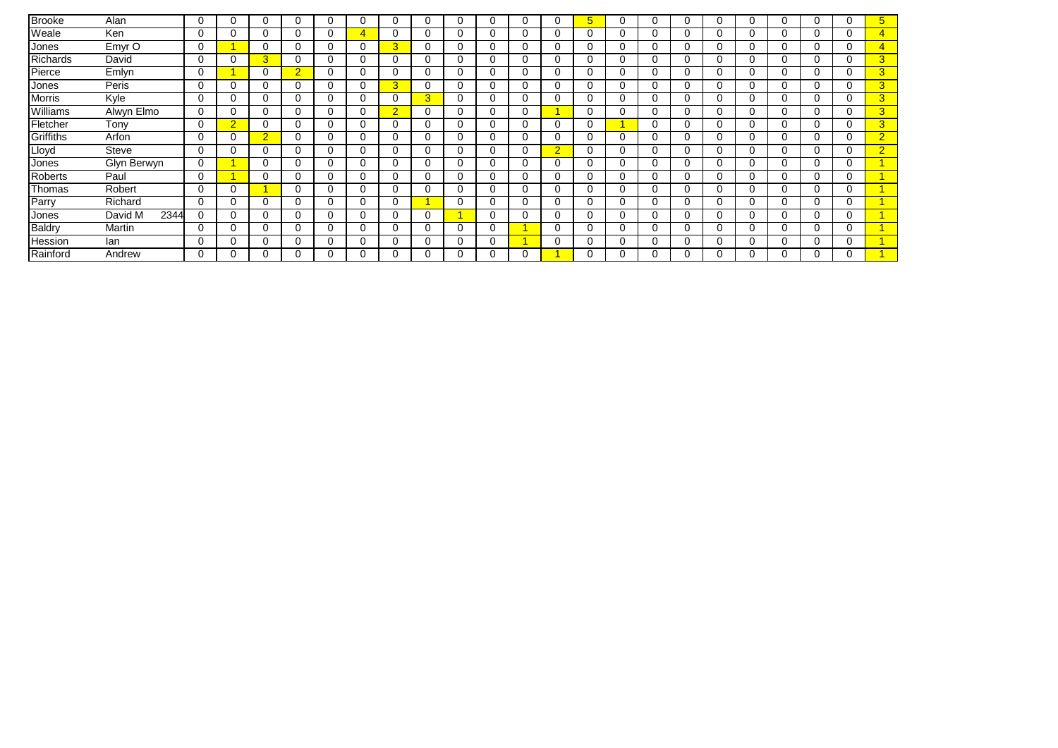| | | | | | | | | | | | | | | | | | | | | | | | |
|---|---|---|---|---|---|---|---|---|---|---|---|---|---|---|---|---|---|---|---|---|---|---|---|
| Brooke | Alan | 0 | 0 | 0 | 0 | 0 | 0 | 0 | 0 | 0 | 0 | 0 | 0 | 5 | 0 | 0 | 0 | 0 | 0 | 0 | 0 | 0 | 5 |
| Weale | Ken | 0 | 0 | 0 | 0 | 0 | 4 | 0 | 0 | 0 | 0 | 0 | 0 | 0 | 0 | 0 | 0 | 0 | 0 | 0 | 0 | 0 | 4 |
| Jones | Emyr O | 0 | 1 | 0 | 0 | 0 | 0 | 3 | 0 | 0 | 0 | 0 | 0 | 0 | 0 | 0 | 0 | 0 | 0 | 0 | 0 | 0 | 4 |
| Richards | David | 0 | 0 | 3 | 0 | 0 | 0 | 0 | 0 | 0 | 0 | 0 | 0 | 0 | 0 | 0 | 0 | 0 | 0 | 0 | 0 | 0 | 3 |
| Pierce | Emlyn | 0 | 1 | 0 | 2 | 0 | 0 | 0 | 0 | 0 | 0 | 0 | 0 | 0 | 0 | 0 | 0 | 0 | 0 | 0 | 0 | 0 | 3 |
| Jones | Peris | 0 | 0 | 0 | 0 | 0 | 0 | 3 | 0 | 0 | 0 | 0 | 0 | 0 | 0 | 0 | 0 | 0 | 0 | 0 | 0 | 0 | 3 |
| Morris | Kyle | 0 | 0 | 0 | 0 | 0 | 0 | 0 | 3 | 0 | 0 | 0 | 0 | 0 | 0 | 0 | 0 | 0 | 0 | 0 | 0 | 0 | 3 |
| Williams | Alwyn Elmo | 0 | 0 | 0 | 0 | 0 | 0 | 2 | 0 | 0 | 0 | 0 | 1 | 0 | 0 | 0 | 0 | 0 | 0 | 0 | 0 | 0 | 3 |
| Fletcher | Tony | 0 | 2 | 0 | 0 | 0 | 0 | 0 | 0 | 0 | 0 | 0 | 0 | 0 | 1 | 0 | 0 | 0 | 0 | 0 | 0 | 0 | 3 |
| Griffiths | Arfon | 0 | 0 | 2 | 0 | 0 | 0 | 0 | 0 | 0 | 0 | 0 | 0 | 0 | 0 | 0 | 0 | 0 | 0 | 0 | 0 | 0 | 2 |
| Lloyd | Steve | 0 | 0 | 0 | 0 | 0 | 0 | 0 | 0 | 0 | 0 | 0 | 2 | 0 | 0 | 0 | 0 | 0 | 0 | 0 | 0 | 0 | 2 |
| Jones | Glyn Berwyn | 0 | 1 | 0 | 0 | 0 | 0 | 0 | 0 | 0 | 0 | 0 | 0 | 0 | 0 | 0 | 0 | 0 | 0 | 0 | 0 | 0 | 1 |
| Roberts | Paul | 0 | 1 | 0 | 0 | 0 | 0 | 0 | 0 | 0 | 0 | 0 | 0 | 0 | 0 | 0 | 0 | 0 | 0 | 0 | 0 | 0 | 1 |
| Thomas | Robert | 0 | 0 | 1 | 0 | 0 | 0 | 0 | 0 | 0 | 0 | 0 | 0 | 0 | 0 | 0 | 0 | 0 | 0 | 0 | 0 | 0 | 1 |
| Parry | Richard | 0 | 0 | 0 | 0 | 0 | 0 | 1 | 0 | 0 | 0 | 0 | 0 | 0 | 0 | 0 | 0 | 0 | 0 | 0 | 0 | 0 | 1 |
| Jones | David M 2344 | 0 | 0 | 0 | 0 | 0 | 0 | 0 | 0 | 1 | 0 | 0 | 0 | 0 | 0 | 0 | 0 | 0 | 0 | 0 | 0 | 0 | 1 |
| Baldry | Martin | 0 | 0 | 0 | 0 | 0 | 0 | 0 | 0 | 0 | 0 | 1 | 0 | 0 | 0 | 0 | 0 | 0 | 0 | 0 | 0 | 0 | 1 |
| Hession | Ian | 0 | 0 | 0 | 0 | 0 | 0 | 0 | 0 | 0 | 0 | 1 | 0 | 0 | 0 | 0 | 0 | 0 | 0 | 0 | 0 | 0 | 1 |
| Rainford | Andrew | 0 | 0 | 0 | 0 | 0 | 0 | 0 | 0 | 0 | 0 | 0 | 1 | 0 | 0 | 0 | 0 | 0 | 0 | 0 | 0 | 0 | 1 |